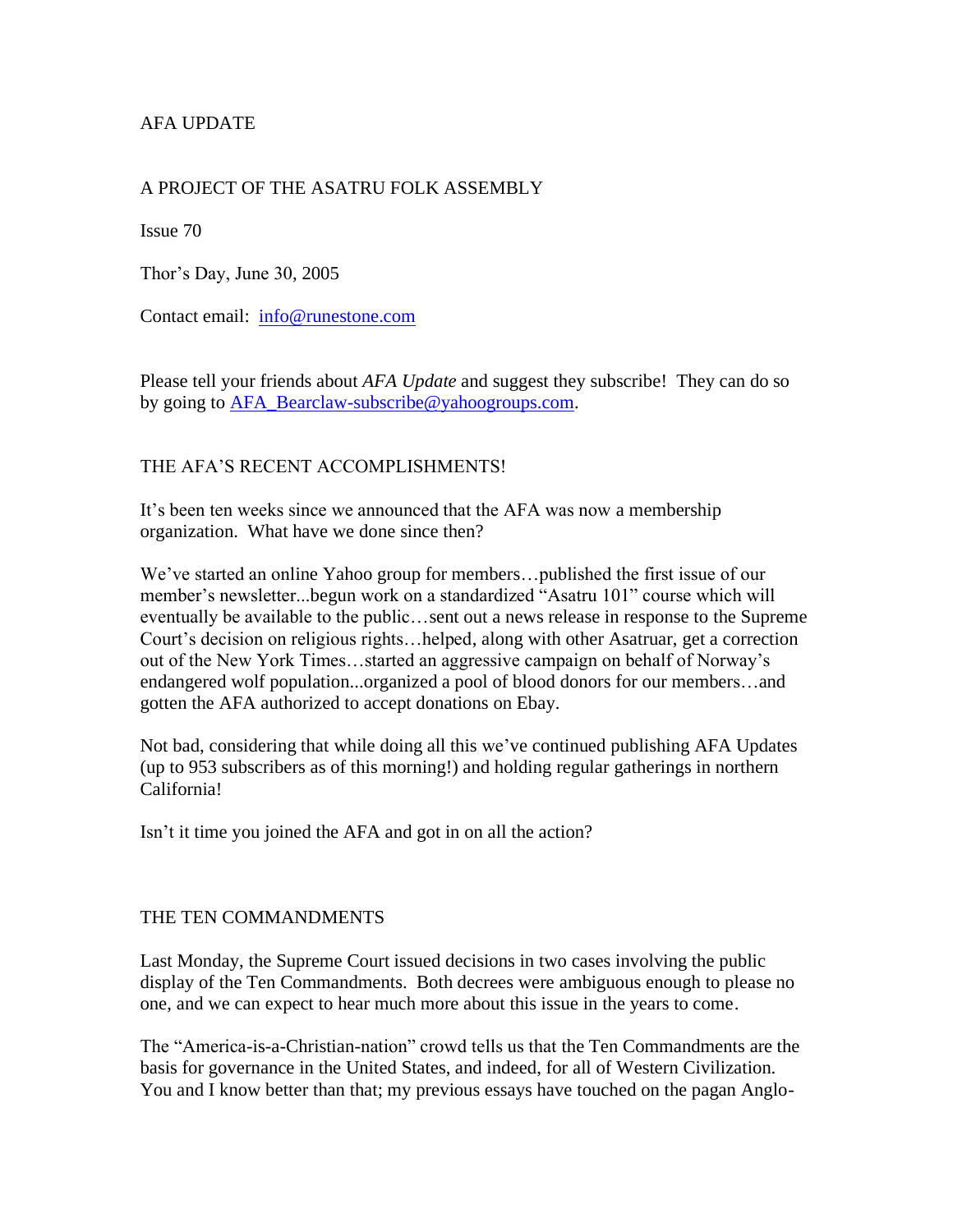AFA UPDATE

A PROJECT OF THE ASATRU FOLK ASSEMBLY

Issue 70

Thor's Day, June 30, 2005

Contact email: info@runestone.com

Please tell your friends about *AFA Update* and suggest they subscribe! They can do so by going to AFA_Bearclaw-subscribe@yahoogroups.com.

## THE AFA'S RECENT ACCOMPLISHMENTS!

It's been ten weeks since we announced that the AFA was now a membership organization. What have we done since then?

We've started an online Yahoo group for members…published the first issue of our member's newsletter...begun work on a standardized "Asatru 101" course which will eventually be available to the public…sent out a news release in response to the Supreme Court's decision on religious rights…helped, along with other Asatruar, get a correction out of the New York Times…started an aggressive campaign on behalf of Norway's endangered wolf population...organized a pool of blood donors for our members…and gotten the AFA authorized to accept donations on Ebay.

Not bad, considering that while doing all this we've continued publishing AFA Updates (up to 953 subscribers as of this morning!) and holding regular gatherings in northern California!

Isn't it time you joined the AFA and got in on all the action?

## THE TEN COMMANDMENTS

Last Monday, the Supreme Court issued decisions in two cases involving the public display of the Ten Commandments. Both decrees were ambiguous enough to please no one, and we can expect to hear much more about this issue in the years to come.

The "America-is-a-Christian-nation" crowd tells us that the Ten Commandments are the basis for governance in the United States, and indeed, for all of Western Civilization. You and I know better than that; my previous essays have touched on the pagan Anglo-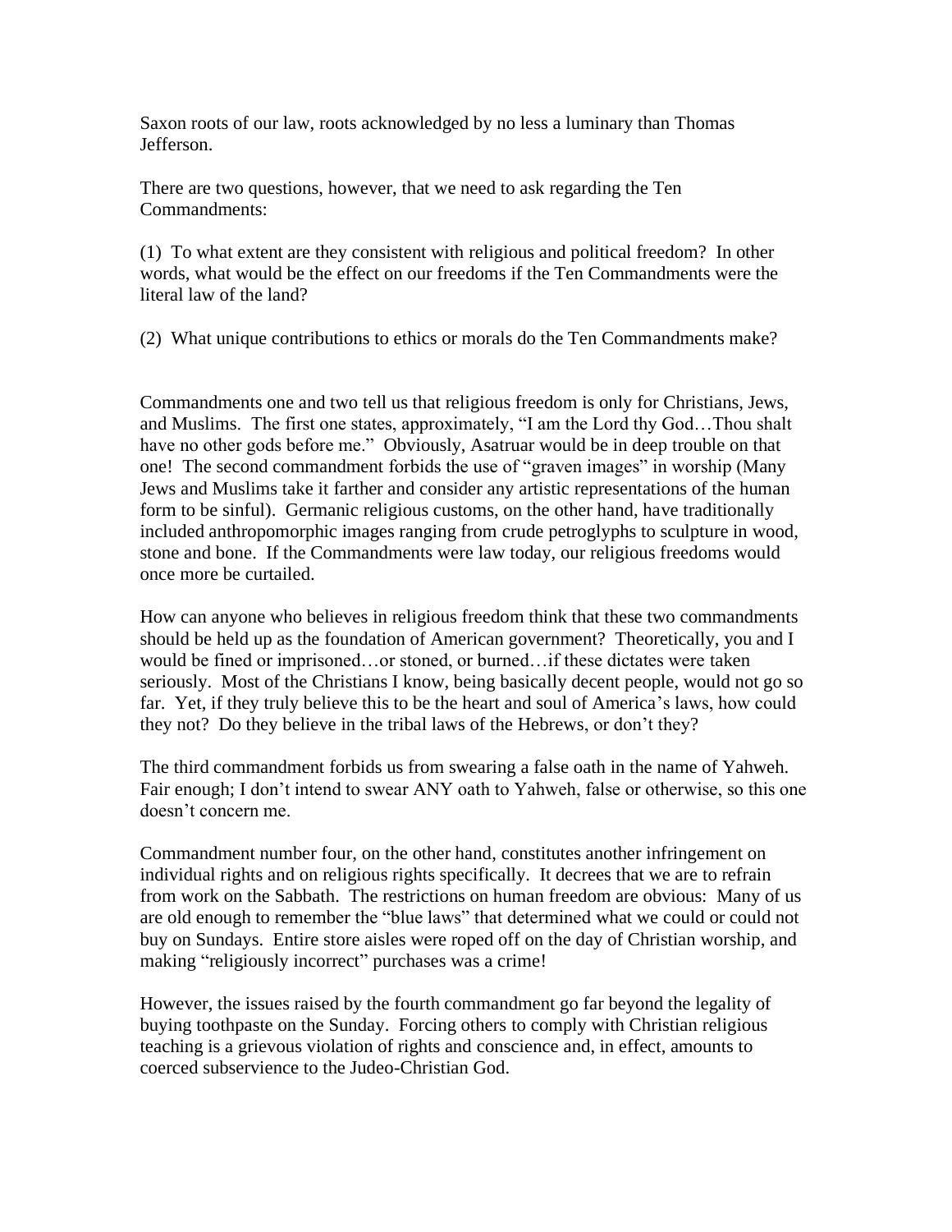Saxon roots of our law, roots acknowledged by no less a luminary than Thomas Jefferson.

There are two questions, however, that we need to ask regarding the Ten Commandments:

(1) To what extent are they consistent with religious and political freedom? In other words, what would be the effect on our freedoms if the Ten Commandments were the literal law of the land?

(2) What unique contributions to ethics or morals do the Ten Commandments make?

Commandments one and two tell us that religious freedom is only for Christians, Jews, and Muslims. The first one states, approximately, "I am the Lord thy God…Thou shalt have no other gods before me." Obviously, Asatruar would be in deep trouble on that one! The second commandment forbids the use of "graven images" in worship (Many Jews and Muslims take it farther and consider any artistic representations of the human form to be sinful). Germanic religious customs, on the other hand, have traditionally included anthropomorphic images ranging from crude petroglyphs to sculpture in wood, stone and bone. If the Commandments were law today, our religious freedoms would once more be curtailed.

How can anyone who believes in religious freedom think that these two commandments should be held up as the foundation of American government? Theoretically, you and I would be fined or imprisoned…or stoned, or burned…if these dictates were taken seriously. Most of the Christians I know, being basically decent people, would not go so far. Yet, if they truly believe this to be the heart and soul of America's laws, how could they not? Do they believe in the tribal laws of the Hebrews, or don't they?

The third commandment forbids us from swearing a false oath in the name of Yahweh. Fair enough; I don't intend to swear ANY oath to Yahweh, false or otherwise, so this one doesn't concern me.

Commandment number four, on the other hand, constitutes another infringement on individual rights and on religious rights specifically. It decrees that we are to refrain from work on the Sabbath. The restrictions on human freedom are obvious: Many of us are old enough to remember the "blue laws" that determined what we could or could not buy on Sundays. Entire store aisles were roped off on the day of Christian worship, and making "religiously incorrect" purchases was a crime!

However, the issues raised by the fourth commandment go far beyond the legality of buying toothpaste on the Sunday. Forcing others to comply with Christian religious teaching is a grievous violation of rights and conscience and, in effect, amounts to coerced subservience to the Judeo-Christian God.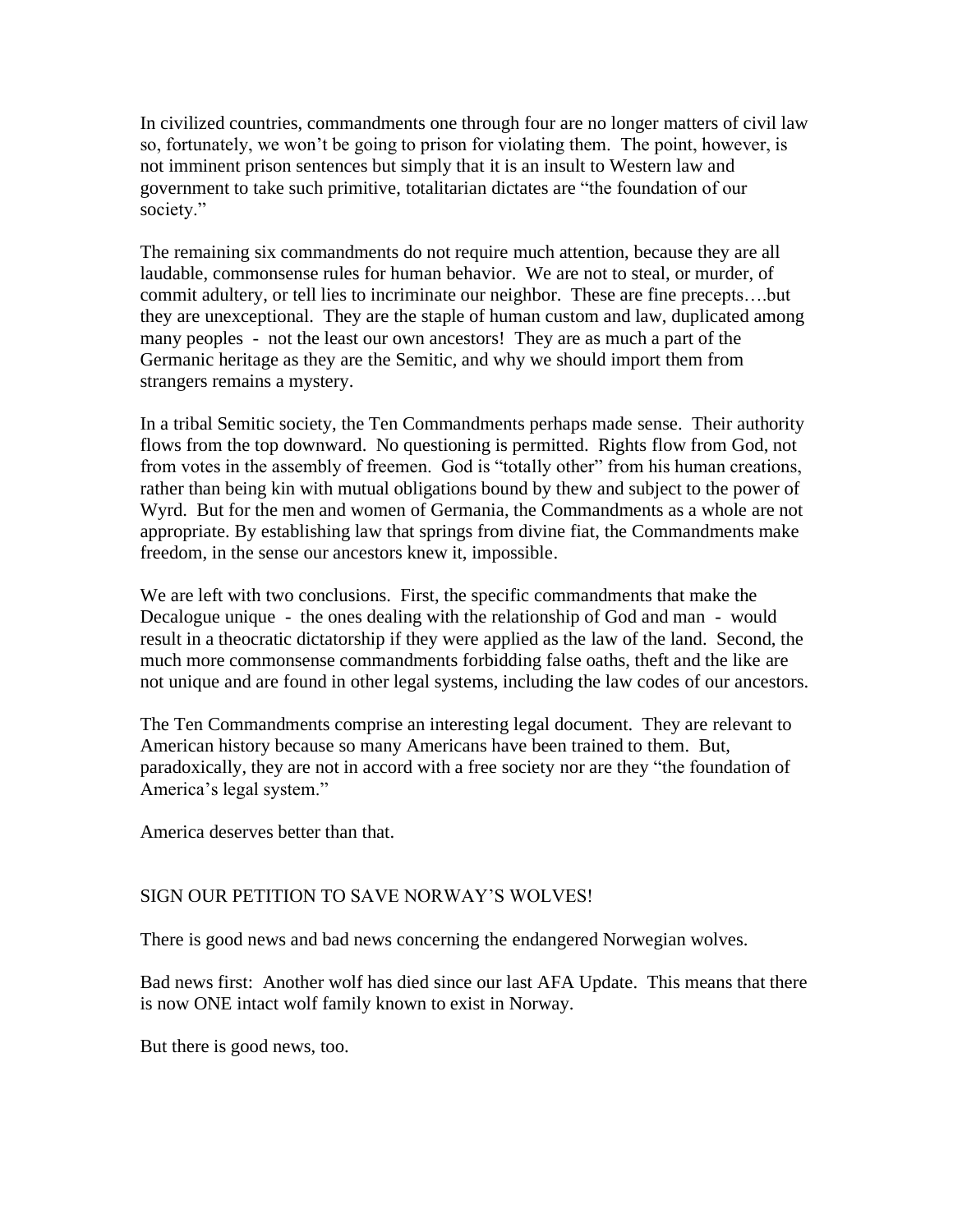In civilized countries, commandments one through four are no longer matters of civil law so, fortunately, we won't be going to prison for violating them. The point, however, is not imminent prison sentences but simply that it is an insult to Western law and government to take such primitive, totalitarian dictates are "the foundation of our society."

The remaining six commandments do not require much attention, because they are all laudable, commonsense rules for human behavior. We are not to steal, or murder, of commit adultery, or tell lies to incriminate our neighbor. These are fine precepts….but they are unexceptional. They are the staple of human custom and law, duplicated among many peoples - not the least our own ancestors! They are as much a part of the Germanic heritage as they are the Semitic, and why we should import them from strangers remains a mystery.

In a tribal Semitic society, the Ten Commandments perhaps made sense. Their authority flows from the top downward. No questioning is permitted. Rights flow from God, not from votes in the assembly of freemen. God is "totally other" from his human creations, rather than being kin with mutual obligations bound by thew and subject to the power of Wyrd. But for the men and women of Germania, the Commandments as a whole are not appropriate. By establishing law that springs from divine fiat, the Commandments make freedom, in the sense our ancestors knew it, impossible.

We are left with two conclusions. First, the specific commandments that make the Decalogue unique - the ones dealing with the relationship of God and man - would result in a theocratic dictatorship if they were applied as the law of the land. Second, the much more commonsense commandments forbidding false oaths, theft and the like are not unique and are found in other legal systems, including the law codes of our ancestors.

The Ten Commandments comprise an interesting legal document. They are relevant to American history because so many Americans have been trained to them. But, paradoxically, they are not in accord with a free society nor are they "the foundation of America's legal system."

America deserves better than that.

SIGN OUR PETITION TO SAVE NORWAY'S WOLVES!

There is good news and bad news concerning the endangered Norwegian wolves.

Bad news first: Another wolf has died since our last AFA Update. This means that there is now ONE intact wolf family known to exist in Norway.

But there is good news, too.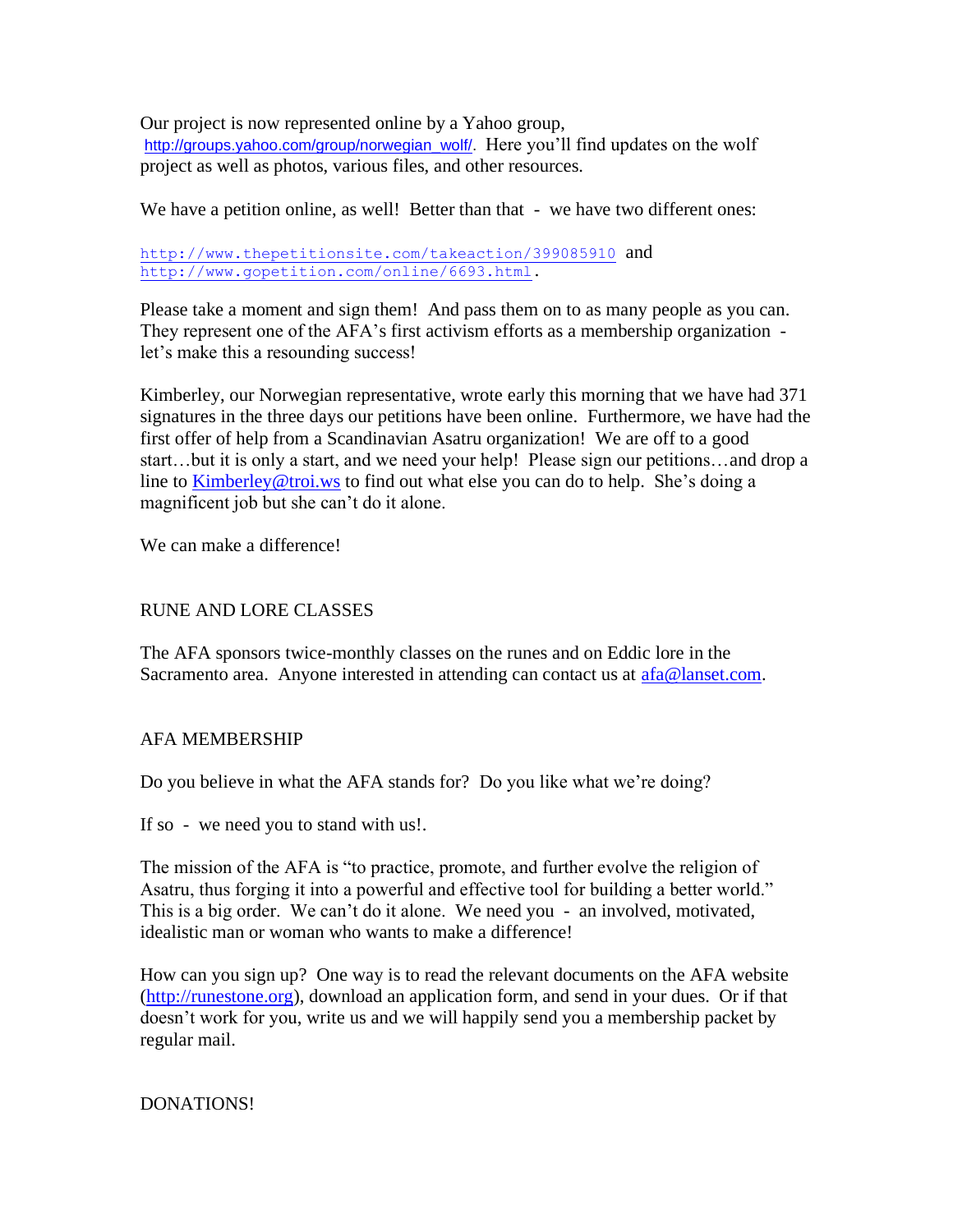Our project is now represented online by a Yahoo group, http://groups.yahoo.com/group/norwegian_wolf/. Here you'll find updates on the wolf project as well as photos, various files, and other resources.

We have a petition online, as well! Better than that - we have two different ones:

http://www.thepetitionsite.com/takeaction/399085910 and http://www.gopetition.com/online/6693.html.

Please take a moment and sign them! And pass them on to as many people as you can. They represent one of the AFA's first activism efforts as a membership organization - let's make this a resounding success!

Kimberley, our Norwegian representative, wrote early this morning that we have had 371 signatures in the three days our petitions have been online. Furthermore, we have had the first offer of help from a Scandinavian Asatru organization! We are off to a good start…but it is only a start, and we need your help! Please sign our petitions…and drop a line to Kimberley@troi.ws to find out what else you can do to help. She's doing a magnificent job but she can't do it alone.

We can make a difference!

## RUNE AND LORE CLASSES

The AFA sponsors twice-monthly classes on the runes and on Eddic lore in the Sacramento area. Anyone interested in attending can contact us at afa@lanset.com.

## AFA MEMBERSHIP

Do you believe in what the AFA stands for? Do you like what we're doing?

If so - we need you to stand with us!.

The mission of the AFA is "to practice, promote, and further evolve the religion of Asatru, thus forging it into a powerful and effective tool for building a better world." This is a big order. We can't do it alone. We need you - an involved, motivated, idealistic man or woman who wants to make a difference!

How can you sign up? One way is to read the relevant documents on the AFA website (http://runestone.org), download an application form, and send in your dues. Or if that doesn't work for you, write us and we will happily send you a membership packet by regular mail.

## DONATIONS!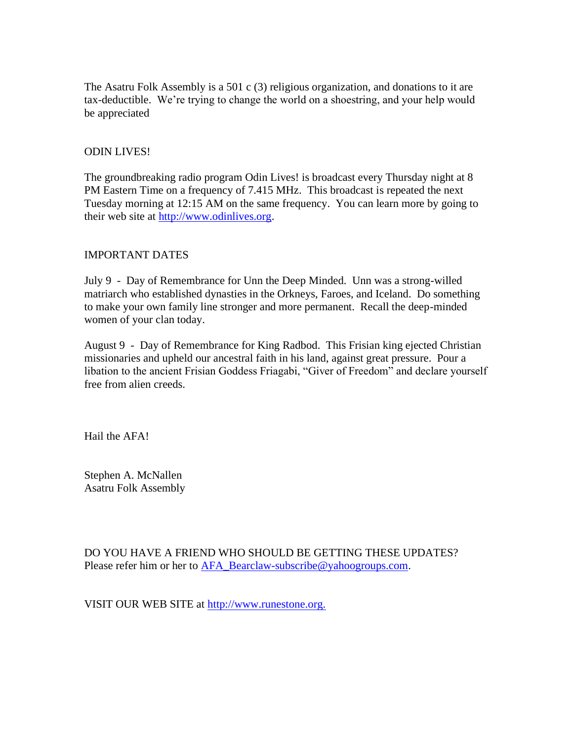The Asatru Folk Assembly is a 501 c (3) religious organization, and donations to it are tax-deductible. We're trying to change the world on a shoestring, and your help would be appreciated

ODIN LIVES!

The groundbreaking radio program Odin Lives! is broadcast every Thursday night at 8 PM Eastern Time on a frequency of 7.415 MHz. This broadcast is repeated the next Tuesday morning at 12:15 AM on the same frequency. You can learn more by going to their web site at http://www.odinlives.org.

IMPORTANT DATES

July 9 - Day of Remembrance for Unn the Deep Minded. Unn was a strong-willed matriarch who established dynasties in the Orkneys, Faroes, and Iceland. Do something to make your own family line stronger and more permanent. Recall the deep-minded women of your clan today.

August 9 - Day of Remembrance for King Radbod. This Frisian king ejected Christian missionaries and upheld our ancestral faith in his land, against great pressure. Pour a libation to the ancient Frisian Goddess Friagabi, "Giver of Freedom" and declare yourself free from alien creeds.

Hail the AFA!

Stephen A. McNallen
Asatru Folk Assembly

DO YOU HAVE A FRIEND WHO SHOULD BE GETTING THESE UPDATES? Please refer him or her to AFA_Bearclaw-subscribe@yahoogroups.com.

VISIT OUR WEB SITE at http://www.runestone.org.